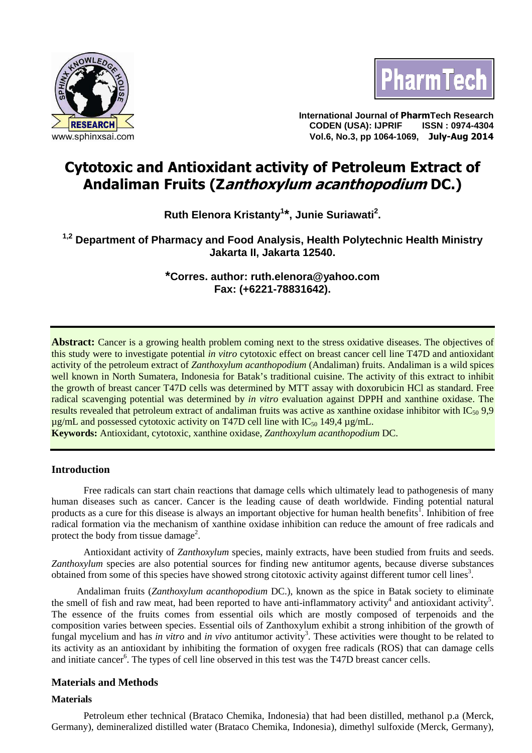# Cytotoxic and Antioxidant activity of Petroleum Extract of Andaliman Fruits (*Zanthoxylum acanthopodium* DC.)

**Ruth Elenora Kristanty[1]\*, Junie Suriawati[2].**

**[1,2] Department of Pharmacy and Food Analysis, Health Polytechnic Health Ministry Jakarta II, Jakarta 12540.**

**\*Corres. author: ruth.elenora@yahoo.com**
**Fax: (+6221-78831642).**

**Abstract:** Cancer is a growing health problem coming next to the stress oxidative diseases. The objectives of this study were to investigate potential *in vitro* cytotoxic effect on breast cancer cell line T47D and antioxidant activity of the petroleum extract of *Zanthoxylum acanthopodium* (Andaliman) fruits. Andaliman is a wild spices well known in North Sumatera, Indonesia for Batak's traditional cuisine. The activity of this extract to inhibit the growth of breast cancer T47D cells was determined by MTT assay with doxorubicin HCl as standard. Free radical scavenging potential was determined by *in vitro* evaluation against DPPH and xanthine oxidase. The results revealed that petroleum extract of andaliman fruits was active as xanthine oxidase inhibitor with $IC_{50}$ 9,9 µg/mL and possessed cytotoxic activity on T47D cell line with $IC_{50}$ 149,4 µg/mL.

**Keywords:** Antioxidant, cytotoxic, xanthine oxidase, *Zanthoxylum acanthopodium* DC.

## Introduction

Free radicals can start chain reactions that damage cells which ultimately lead to pathogenesis of many human diseases such as cancer. Cancer is the leading cause of death worldwide. Finding potential natural products as a cure for this disease is always an important objective for human health benefits[1]. Inhibition of free radical formation via the mechanism of xanthine oxidase inhibition can reduce the amount of free radicals and protect the body from tissue damage[2].

Antioxidant activity of *Zanthoxylum* species, mainly extracts, have been studied from fruits and seeds. *Zanthoxylum* species are also potential sources for finding new antitumor agents, because diverse substances obtained from some of this species have showed strong citotoxic activity against different tumor cell lines[3].

Andaliman fruits (*Zanthoxylum acanthopodium* DC.), known as the spice in Batak society to eliminate the smell of fish and raw meat, had been reported to have anti-inflammatory activity[4] and antioxidant activity[5]. The essence of the fruits comes from essential oils which are mostly composed of terpenoids and the composition varies between species. Essential oils of Zanthoxylum exhibit a strong inhibition of the growth of fungal mycelium and has *in vitro* and *in vivo* antitumor activity[3]. These activities were thought to be related to its activity as an antioxidant by inhibiting the formation of oxygen free radicals (ROS) that can damage cells and initiate cancer[6]. The types of cell line observed in this test was the T47D breast cancer cells.

## Materials and Methods

### Materials

Petroleum ether technical (Brataco Chemika, Indonesia) that had been distilled, methanol p.a (Merck, Germany), demineralized distilled water (Brataco Chemika, Indonesia), dimethyl sulfoxide (Merck, Germany),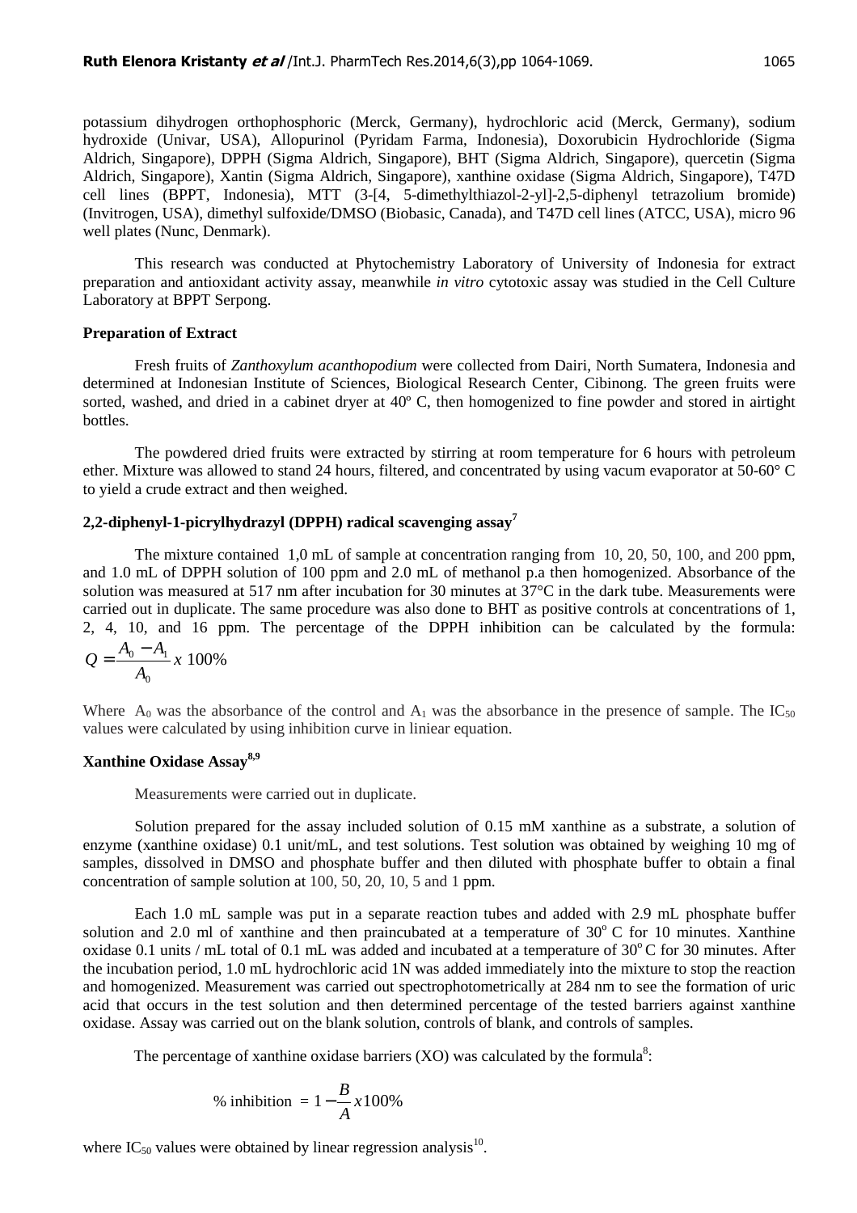potassium dihydrogen orthophosphoric (Merck, Germany), hydrochloric acid (Merck, Germany), sodium hydroxide (Univar, USA), Allopurinol (Pyridam Farma, Indonesia), Doxorubicin Hydrochloride (Sigma Aldrich, Singapore), DPPH (Sigma Aldrich, Singapore), BHT (Sigma Aldrich, Singapore), quercetin (Sigma Aldrich, Singapore), Xantin (Sigma Aldrich, Singapore), xanthine oxidase (Sigma Aldrich, Singapore), T47D cell lines (BPPT, Indonesia), MTT (3-[4, 5-dimethylthiazol-2-yl]-2,5-diphenyl tetrazolium bromide) (Invitrogen, USA), dimethyl sulfoxide/DMSO (Biobasic, Canada), and T47D cell lines (ATCC, USA), micro 96 well plates (Nunc, Denmark).

This research was conducted at Phytochemistry Laboratory of University of Indonesia for extract preparation and antioxidant activity assay, meanwhile *in vitro* cytotoxic assay was studied in the Cell Culture Laboratory at BPPT Serpong.

**Preparation of Extract**

Fresh fruits of *Zanthoxylum acanthopodium* were collected from Dairi, North Sumatera, Indonesia and determined at Indonesian Institute of Sciences, Biological Research Center, Cibinong. The green fruits were sorted, washed, and dried in a cabinet dryer at 40º C, then homogenized to fine powder and stored in airtight bottles.

The powdered dried fruits were extracted by stirring at room temperature for 6 hours with petroleum ether. Mixture was allowed to stand 24 hours, filtered, and concentrated by using vacum evaporator at 50-60° C to yield a crude extract and then weighed.

**2,2-diphenyl-1-picrylhydrazyl (DPPH) radical scavenging assay[7]**

The mixture contained 1,0 mL of sample at concentration ranging from 10, 20, 50, 100, and 200 ppm, and 1.0 mL of DPPH solution of 100 ppm and 2.0 mL of methanol p.a then homogenized. Absorbance of the solution was measured at 517 nm after incubation for 30 minutes at 37°C in the dark tube. Measurements were carried out in duplicate. The same procedure was also done to BHT as positive controls at concentrations of 1, 2, 4, 10, and 16 ppm. The percentage of the DPPH inhibition can be calculated by the formula:

$$Q = \frac{A_0 - A_1}{A_0} x\ 100\%$$

Where $A_0$ was the absorbance of the control and $A_1$ was the absorbance in the presence of sample. The $IC_{50}$ values were calculated by using inhibition curve in liniear equation.

**Xanthine Oxidase Assay[8,9]**

Measurements were carried out in duplicate.

Solution prepared for the assay included solution of 0.15 mM xanthine as a substrate, a solution of enzyme (xanthine oxidase) 0.1 unit/mL, and test solutions. Test solution was obtained by weighing 10 mg of samples, dissolved in DMSO and phosphate buffer and then diluted with phosphate buffer to obtain a final concentration of sample solution at 100, 50, 20, 10, 5 and 1 ppm.

Each 1.0 mL sample was put in a separate reaction tubes and added with 2.9 mL phosphate buffer solution and 2.0 ml of xanthine and then praincubated at a temperature of 30$^{o}$ C for 10 minutes. Xanthine oxidase 0.1 units / mL total of 0.1 mL was added and incubated at a temperature of 30$^{o}$ C for 30 minutes. After the incubation period, 1.0 mL hydrochloric acid 1N was added immediately into the mixture to stop the reaction and homogenized. Measurement was carried out spectrophotometrically at 284 nm to see the formation of uric acid that occurs in the test solution and then determined percentage of the tested barriers against xanthine oxidase. Assay was carried out on the blank solution, controls of blank, and controls of samples.

The percentage of xanthine oxidase barriers (XO) was calculated by the formula[8]:

$$\%\text{ inhibition } = 1 - \frac{B}{A} x100\%$$

where $IC_{50}$ values were obtained by linear regression analysis[10].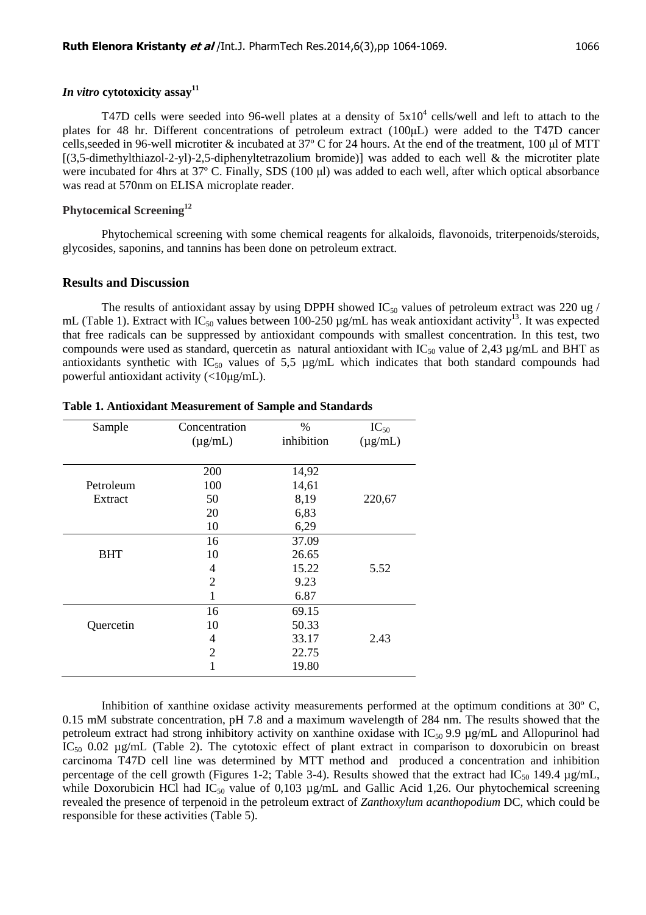### *In vitro* cytotoxicity assay[11]

T47D cells were seeded into 96-well plates at a density of $5x10^4$ cells/well and left to attach to the plates for 48 hr. Different concentrations of petroleum extract (100μL) were added to the T47D cancer cells,seeded in 96-well microtiter & incubated at 37º C for 24 hours. At the end of the treatment, 100 μl of MTT [(3,5-dimethylthiazol-2-yl)-2,5-diphenyltetrazolium bromide)] was added to each well & the microtiter plate were incubated for 4hrs at 37º C. Finally, SDS (100 μl) was added to each well, after which optical absorbance was read at 570nm on ELISA microplate reader.

### Phytocemical Screening[12]

Phytochemical screening with some chemical reagents for alkaloids, flavonoids, triterpenoids/steroids, glycosides, saponins, and tannins has been done on petroleum extract.

## Results and Discussion

The results of antioxidant assay by using DPPH showed $IC_{50}$ values of petroleum extract was 220 ug / mL (Table 1). Extract with $IC_{50}$ values between 100-250 µg/mL has weak antioxidant activity[13]. It was expected that free radicals can be suppressed by antioxidant compounds with smallest concentration. In this test, two compounds were used as standard, quercetin as natural antioxidant with $IC_{50}$ value of 2,43 µg/mL and BHT as antioxidants synthetic with $IC_{50}$ values of 5,5 µg/mL which indicates that both standard compounds had powerful antioxidant activity (<10μg/mL).

**Table 1. Antioxidant Measurement of Sample and Standards**

| Sample | Concentration (µg/mL) | % inhibition | $IC_{50}$ (µg/mL) |
|---|---|---|---|
| Petroleum Extract | 200 | 14,92 | 220,67 |
| | 100 | 14,61 | |
| | 50 | 8,19 | |
| | 20 | 6,83 | |
| | 10 | 6,29 | |
| BHT | 16 | 37.09 | 5.52 |
| | 10 | 26.65 | |
| | 4 | 15.22 | |
| | 2 | 9.23 | |
| | 1 | 6.87 | |
| Quercetin | 16 | 69.15 | 2.43 |
| | 10 | 50.33 | |
| | 4 | 33.17 | |
| | 2 | 22.75 | |
| | 1 | 19.80 | |

Inhibition of xanthine oxidase activity measurements performed at the optimum conditions at 30º C, 0.15 mM substrate concentration, pH 7.8 and a maximum wavelength of 284 nm. The results showed that the petroleum extract had strong inhibitory activity on xanthine oxidase with $IC_{50}$ 9.9 µg/mL and Allopurinol had $IC_{50}$ 0.02 µg/mL (Table 2). The cytotoxic effect of plant extract in comparison to doxorubicin on breast carcinoma T47D cell line was determined by MTT method and produced a concentration and inhibition percentage of the cell growth (Figures 1-2; Table 3-4). Results showed that the extract had $IC_{50}$ 149.4 µg/mL, while Doxorubicin HCl had $IC_{50}$ value of 0,103 µg/mL and Gallic Acid 1,26. Our phytochemical screening revealed the presence of terpenoid in the petroleum extract of *Zanthoxylum acanthopodium* DC, which could be responsible for these activities (Table 5).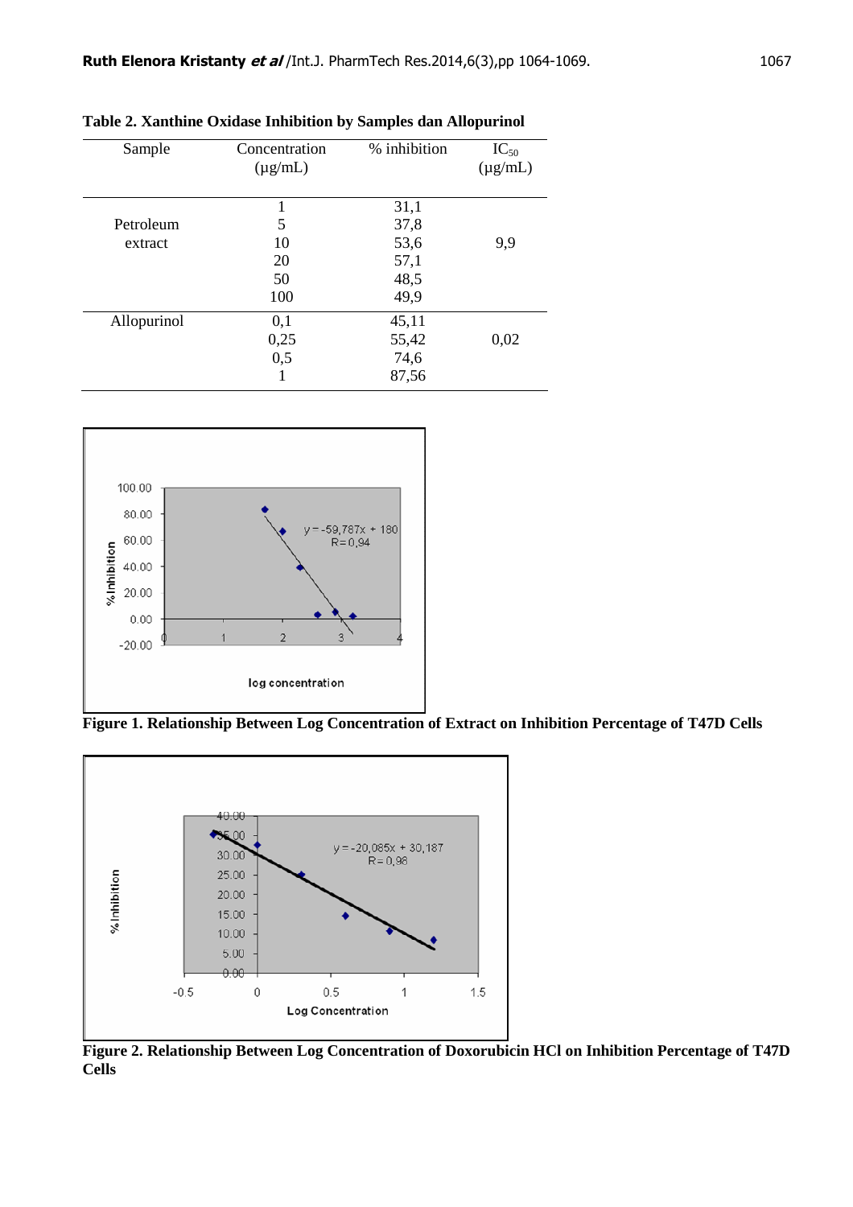**Table 2. Xanthine Oxidase Inhibition by Samples dan Allopurinol**

| Sample | Concentration (μg/mL) | % inhibition | $IC_{50}$ (μg/mL) |
|---|---|---|---|
| Petroleum extract | 1 | 31,1 | 9,9 |
| | 5 | 37,8 | |
| | 10 | 53,6 | |
| | 20 | 57,1 | |
| | 50 | 48,5 | |
| | 100 | 49,9 | |
| Allopurinol | 0,1 | 45,11 | 0,02 |
| | 0,25 | 55,42 | |
| | 0,5 | 74,6 | |
| | 1 | 87,56 | |

**Figure 1. Relationship Between Log Concentration of Extract on Inhibition Percentage of T47D Cells**

**Figure 2. Relationship Between Log Concentration of Doxorubicin HCl on Inhibition Percentage of T47D Cells**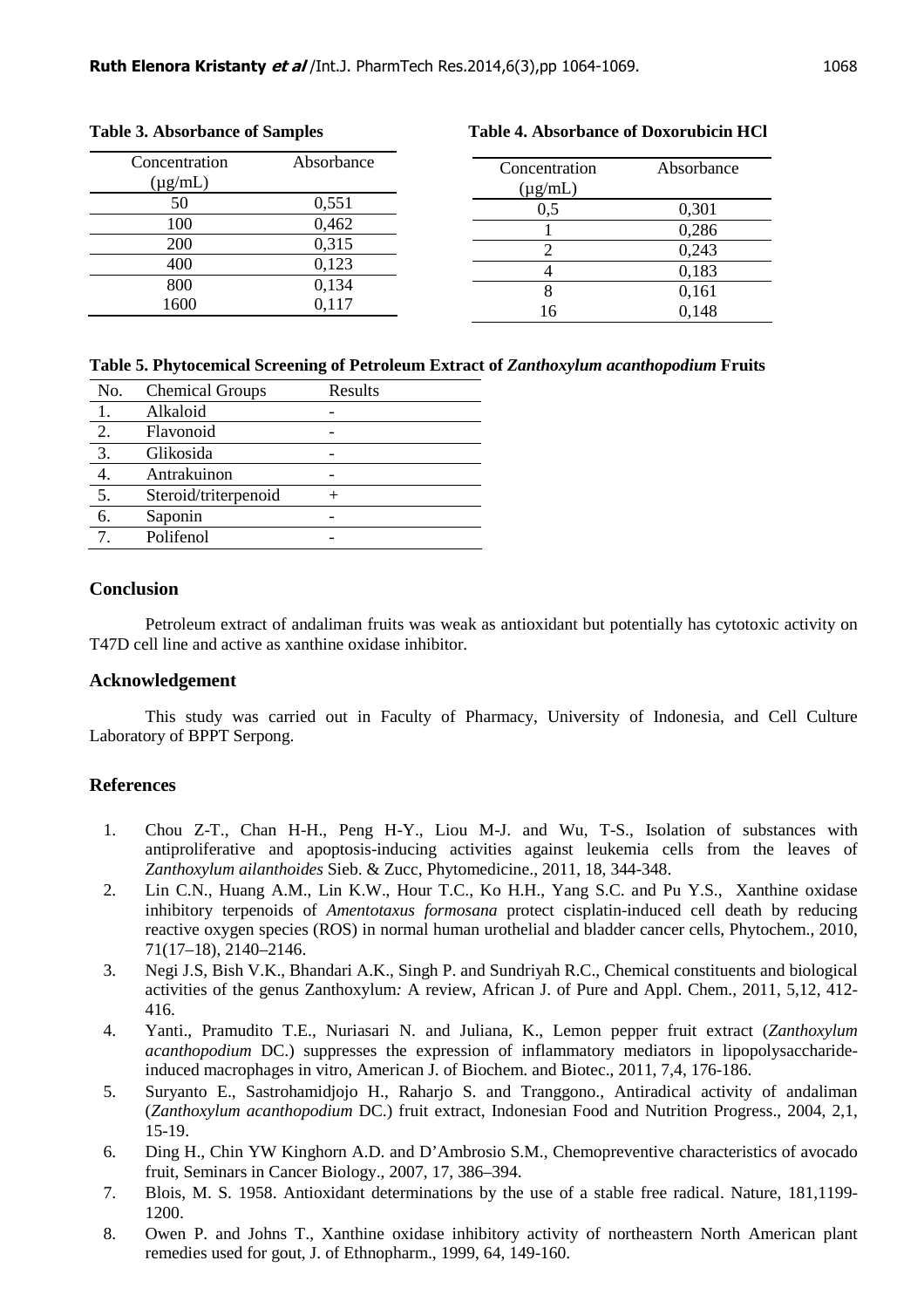**Table 3. Absorbance of Samples**

| Concentration (μg/mL) | Absorbance |
|---|---|
| 50 | 0,551 |
| 100 | 0,462 |
| 200 | 0,315 |
| 400 | 0,123 |
| 800 | 0,134 |
| 1600 | 0,117 |

**Table 4. Absorbance of Doxorubicin HCl**

| Concentration (μg/mL) | Absorbance |
|---|---|
| 0,5 | 0,301 |
| 1 | 0,286 |
| 2 | 0,243 |
| 4 | 0,183 |
| 8 | 0,161 |
| 16 | 0,148 |

**Table 5. Phytocemical Screening of Petroleum Extract of *Zanthoxylum acanthopodium* Fruits**

| No. | Chemical Groups | Results |
|---|---|---|
| 1. | Alkaloid | - |
| 2. | Flavonoid | - |
| 3. | Glikosida | - |
| 4. | Antrakuinon | - |
| 5. | Steroid/triterpenoid | + |
| 6. | Saponin | - |
| 7. | Polifenol | - |

## Conclusion

Petroleum extract of andaliman fruits was weak as antioxidant but potentially has cytotoxic activity on T47D cell line and active as xanthine oxidase inhibitor.

## Acknowledgement

This study was carried out in Faculty of Pharmacy, University of Indonesia, and Cell Culture Laboratory of BPPT Serpong.

## References

1. Chou Z-T., Chan H-H., Peng H-Y., Liou M-J. and Wu, T-S., Isolation of substances with antiproliferative and apoptosis-inducing activities against leukemia cells from the leaves of *Zanthoxylum ailanthoides* Sieb. & Zucc, Phytomedicine., 2011, 18, 344-348.
2. Lin C.N., Huang A.M., Lin K.W., Hour T.C., Ko H.H., Yang S.C. and Pu Y.S., Xanthine oxidase inhibitory terpenoids of *Amentotaxus formosana* protect cisplatin-induced cell death by reducing reactive oxygen species (ROS) in normal human urothelial and bladder cancer cells, Phytochem., 2010, 71(17–18), 2140–2146.
3. Negi J.S, Bish V.K., Bhandari A.K., Singh P. and Sundriyah R.C., Chemical constituents and biological activities of the genus Zanthoxylum*:* A review, African J. of Pure and Appl. Chem., 2011, 5,12, 412-416.
4. Yanti., Pramudito T.E., Nuriasari N. and Juliana, K., Lemon pepper fruit extract (*Zanthoxylum acanthopodium* DC.) suppresses the expression of inflammatory mediators in lipopolysaccharide-induced macrophages in vitro, American J. of Biochem. and Biotec., 2011, 7,4, 176-186.
5. Suryanto E., Sastrohamidjojo H., Raharjo S. and Tranggono., Antiradical activity of andaliman (*Zanthoxylum acanthopodium* DC.) fruit extract, Indonesian Food and Nutrition Progress., 2004, 2,1, 15-19.
6. Ding H., Chin YW Kinghorn A.D. and D'Ambrosio S.M., Chemopreventive characteristics of avocado fruit, Seminars in Cancer Biology., 2007, 17, 386–394.
7. Blois, M. S. 1958. Antioxidant determinations by the use of a stable free radical. Nature, 181,1199-1200.
8. Owen P. and Johns T., Xanthine oxidase inhibitory activity of northeastern North American plant remedies used for gout, J. of Ethnopharm., 1999, 64, 149-160.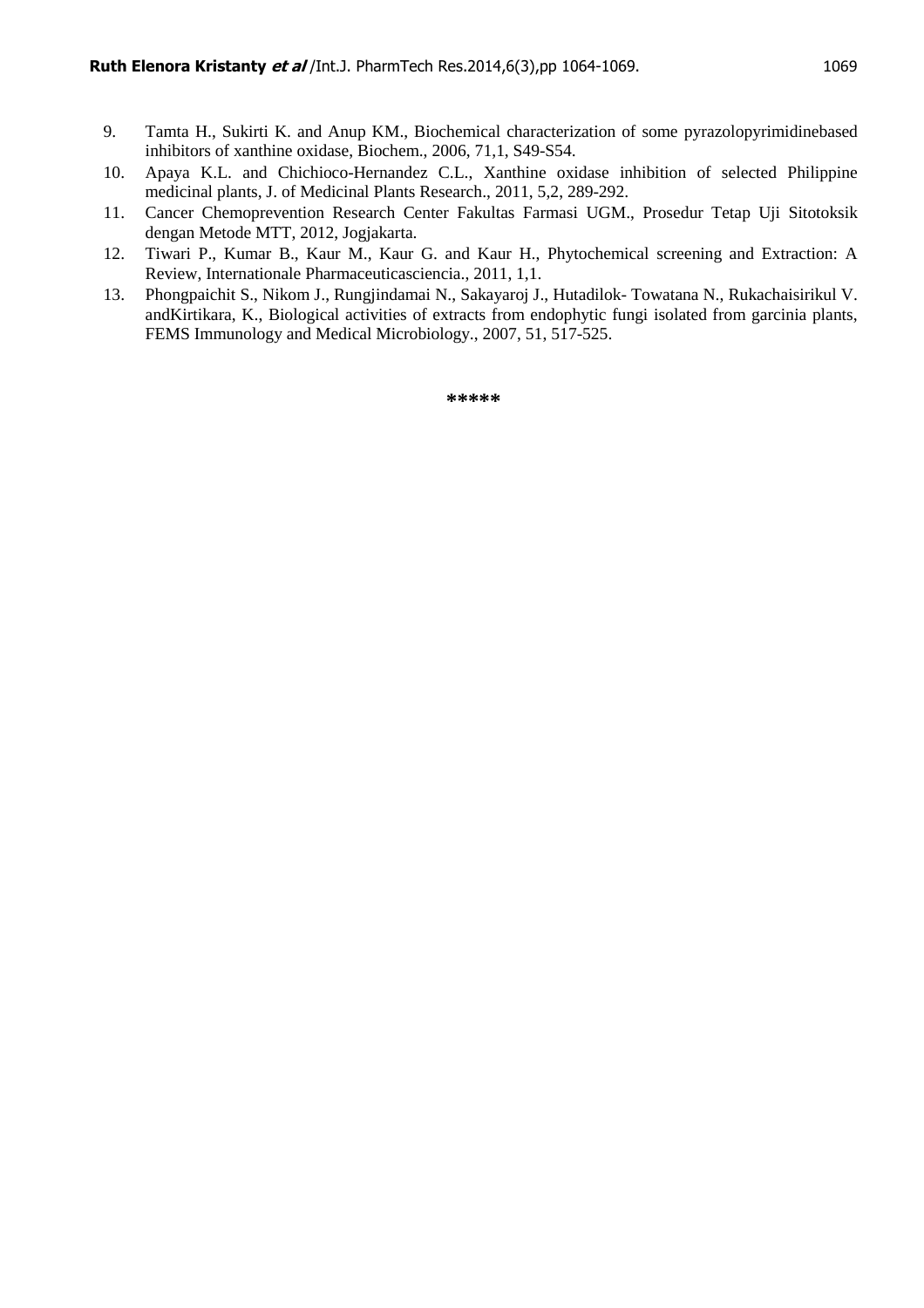9. Tamta H., Sukirti K. and Anup KM., Biochemical characterization of some pyrazolopyrimidinebased inhibitors of xanthine oxidase, Biochem., 2006, 71,1, S49-S54.
10. Apaya K.L. and Chichioco-Hernandez C.L., Xanthine oxidase inhibition of selected Philippine medicinal plants, J. of Medicinal Plants Research., 2011, 5,2, 289-292.
11. Cancer Chemoprevention Research Center Fakultas Farmasi UGM., Prosedur Tetap Uji Sitotoksik dengan Metode MTT, 2012, Jogjakarta.
12. Tiwari P., Kumar B., Kaur M., Kaur G. and Kaur H., Phytochemical screening and Extraction: A Review, Internationale Pharmaceuticasciencia., 2011, 1,1.
13. Phongpaichit S., Nikom J., Rungjindamai N., Sakayaroj J., Hutadilok- Towatana N., Rukachaisirikul V. andKirtikara, K., Biological activities of extracts from endophytic fungi isolated from garcinia plants, FEMS Immunology and Medical Microbiology., 2007, 51, 517-525.

*****